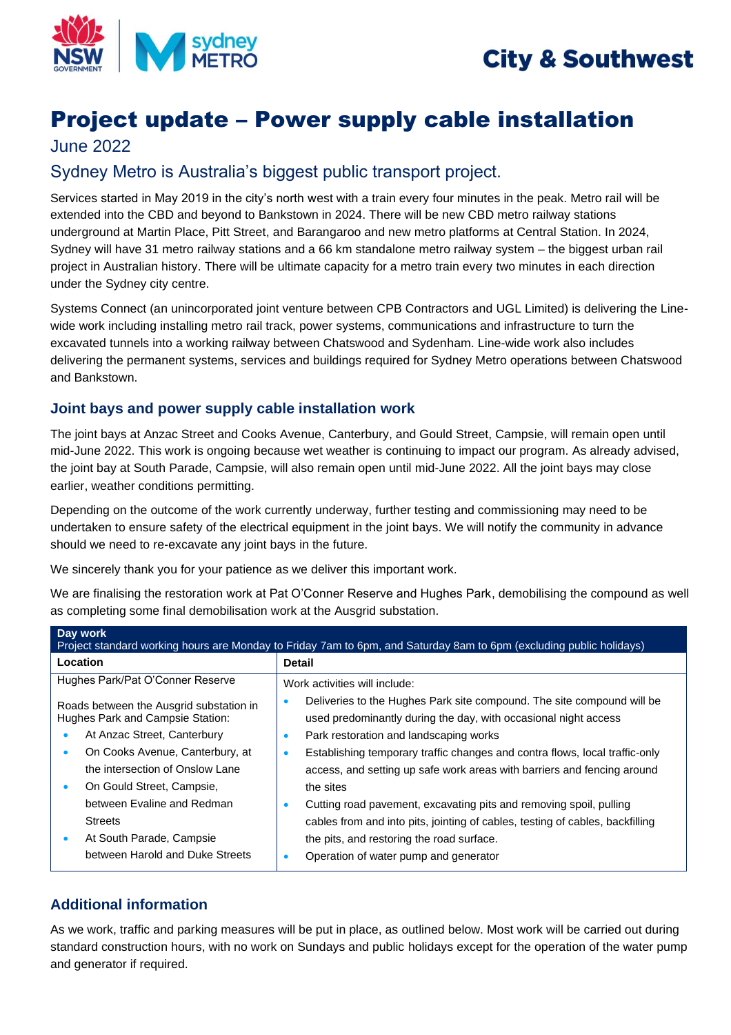City & Southwest

# Project update – Power supply cable installation

June 2022

## Sydney Metro is Australia's biggest public transport project.

Services started in May 2019 in the city's north west with a train every four minutes in the peak. Metro rail will be extended into the CBD and beyond to Bankstown in 2024. There will be new CBD metro railway stations underground at Martin Place, Pitt Street, and Barangaroo and new metro platforms at Central Station. In 2024, Sydney will have 31 metro railway stations and a 66 km standalone metro railway system – the biggest urban rail project in Australian history. There will be ultimate capacity for a metro train every two minutes in each direction under the Sydney city centre.

Systems Connect (an unincorporated joint venture between CPB Contractors and UGL Limited) is delivering the Line-wide work including installing metro rail track, power systems, communications and infrastructure to turn the excavated tunnels into a working railway between Chatswood and Sydenham. Line-wide work also includes delivering the permanent systems, services and buildings required for Sydney Metro operations between Chatswood and Bankstown.

### Joint bays and power supply cable installation work

The joint bays at Anzac Street and Cooks Avenue, Canterbury, and Gould Street, Campsie, will remain open until mid-June 2022. This work is ongoing because wet weather is continuing to impact our program. As already advised, the joint bay at South Parade, Campsie, will also remain open until mid-June 2022. All the joint bays may close earlier, weather conditions permitting.

Depending on the outcome of the work currently underway, further testing and commissioning may need to be undertaken to ensure safety of the electrical equipment in the joint bays. We will notify the community in advance should we need to re-excavate any joint bays in the future.

We sincerely thank you for your patience as we deliver this important work.

We are finalising the restoration work at Pat O'Conner Reserve and Hughes Park, demobilising the compound as well as completing some final demobilisation work at the Ausgrid substation.

| **Day work**<br>Project standard working hours are Monday to Friday 7am to 6pm, and Saturday 8am to 6pm (excluding public holidays) | |
|---|---|
| **Location** | **Detail** |
| Hughes Park/Pat O'Conner Reserve<br><br>Roads between the Ausgrid substation in Hughes Park and Campsie Station:<br>• At Anzac Street, Canterbury<br>• On Cooks Avenue, Canterbury, at the intersection of Onslow Lane<br>• On Gould Street, Campsie, between Evaline and Redman Streets<br>• At South Parade, Campsie between Harold and Duke Streets | Work activities will include:<br>• Deliveries to the Hughes Park site compound. The site compound will be used predominantly during the day, with occasional night access<br>• Park restoration and landscaping works<br>• Establishing temporary traffic changes and contra flows, local traffic-only access, and setting up safe work areas with barriers and fencing around the sites<br>• Cutting road pavement, excavating pits and removing spoil, pulling cables from and into pits, jointing of cables, testing of cables, backfilling the pits, and restoring the road surface.<br>• Operation of water pump and generator |

### Additional information

As we work, traffic and parking measures will be put in place, as outlined below. Most work will be carried out during standard construction hours, with no work on Sundays and public holidays except for the operation of the water pump and generator if required.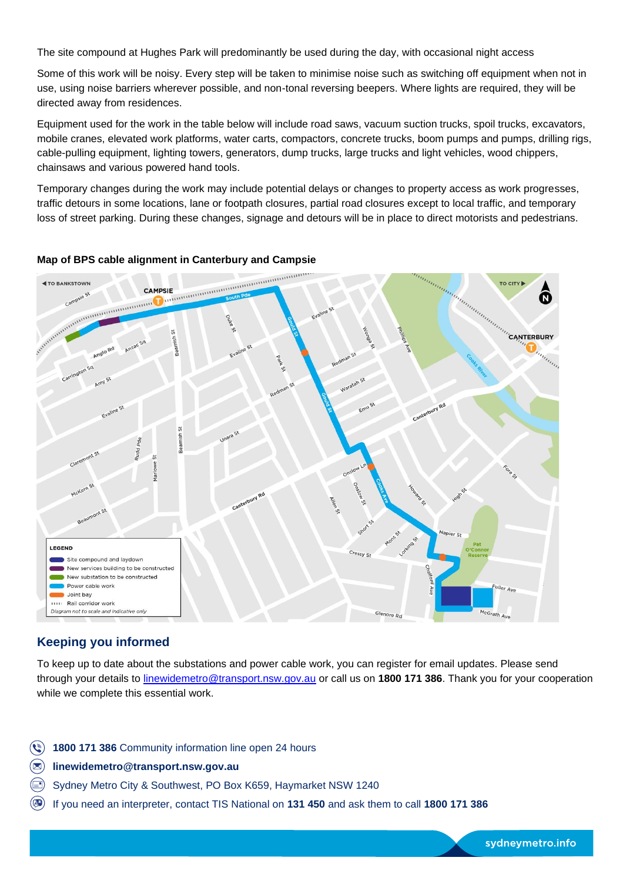The site compound at Hughes Park will predominantly be used during the day, with occasional night access

Some of this work will be noisy. Every step will be taken to minimise noise such as switching off equipment when not in use, using noise barriers wherever possible, and non-tonal reversing beepers. Where lights are required, they will be directed away from residences.

Equipment used for the work in the table below will include road saws, vacuum suction trucks, spoil trucks, excavators, mobile cranes, elevated work platforms, water carts, compactors, concrete trucks, boom pumps and pumps, drilling rigs, cable-pulling equipment, lighting towers, generators, dump trucks, large trucks and light vehicles, wood chippers, chainsaws and various powered hand tools.

Temporary changes during the work may include potential delays or changes to property access as work progresses, traffic detours in some locations, lane or footpath closures, partial road closures except to local traffic, and temporary loss of street parking. During these changes, signage and detours will be in place to direct motorists and pedestrians.

**Map of BPS cable alignment in Canterbury and Campsie**

LEGEND
- Site compound and laydown
- New services building to be constructed
- New substation to be constructed
- Power cable work
- Joint bay
- Rail corridor work

*Diagram not to scale and indicative only*

## Keeping you informed

To keep up to date about the substations and power cable work, you can register for email updates. Please send through your details to linewidemetro@transport.nsw.gov.au or call us on **1800 171 386**. Thank you for your cooperation while we complete this essential work.

**1800 171 386** Community information line open 24 hours

**linewidemetro@transport.nsw.gov.au**

Sydney Metro City & Southwest, PO Box K659, Haymarket NSW 1240

If you need an interpreter, contact TIS National on **131 450** and ask them to call **1800 171 386**

sydneymetro.info